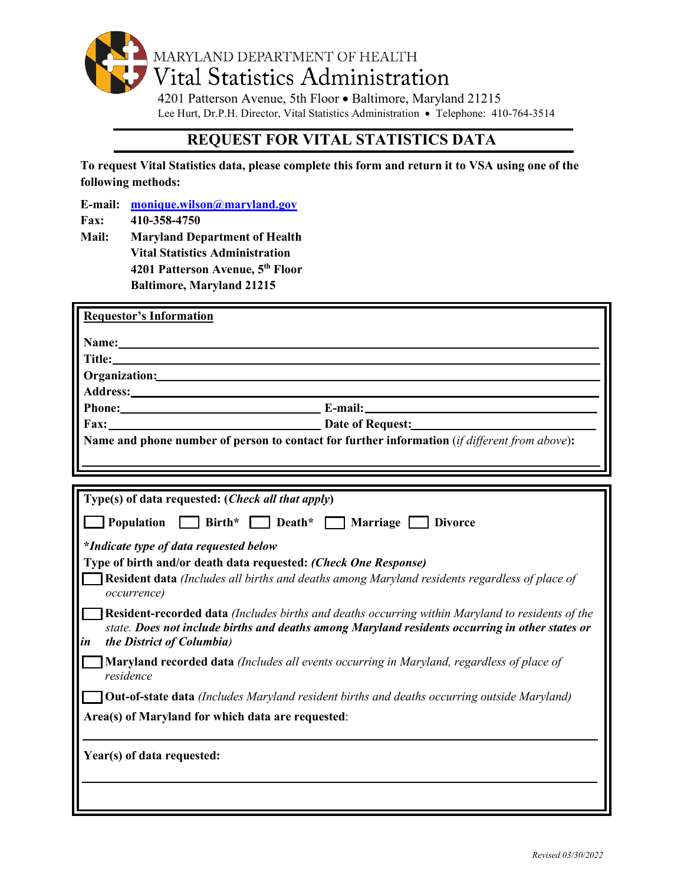MARYLAND DEPARTMENT OF HEALTH

# Vital Statistics Administration

4201 Patterson Avenue, 5th Floor • Baltimore, Maryland 21215

Lee Hurt, Dr.P.H. Director, Vital Statistics Administration • Telephone: 410-764-3514

## REQUEST FOR VITAL STATISTICS DATA

**To request Vital Statistics data, please complete this form and return it to VSA using one of the following methods:**

**E-mail:** monique.wilson@maryland.gov

**Fax:** 410-358-4750

**Mail:** Maryland Department of Health
Vital Statistics Administration
4201 Patterson Avenue, 5th Floor
Baltimore, Maryland 21215

**Requestor's Information**

**Name:** ______________________________

**Title:** ______________________________

**Organization:** ______________________________

**Address:** ______________________________

**Phone:** ______________________________ **E-mail:** ______________________________

**Fax:** ______________________________ **Date of Request:** ______________________________

**Name and phone number of person to contact for further information** (*if different from above*)**:**

______________________________

**Type(s) of data requested: (*Check all that apply*)**

☐ **Population** ☐ **Birth\*** ☐ **Death\*** ☐ **Marriage** ☐ **Divorce**

***Indicate type of data requested below***

**Type of birth and/or death data requested: *(Check One Response)***

☐ **Resident data** *(Includes all births and deaths among Maryland residents regardless of place of occurrence)*

☐ **Resident-recorded data** *(Includes births and deaths occurring within Maryland to residents of the state.* ***Does not include births and deaths among Maryland residents occurring in other states or in the District of Columbia****)*

☐ **Maryland recorded data** *(Includes all events occurring in Maryland, regardless of place of residence*

☐ **Out-of-state data** *(Includes Maryland resident births and deaths occurring outside Maryland)*

**Area(s) of Maryland for which data are requested**:

______________________________

**Year(s) of data requested:**

______________________________

*Revised 03/30/2022*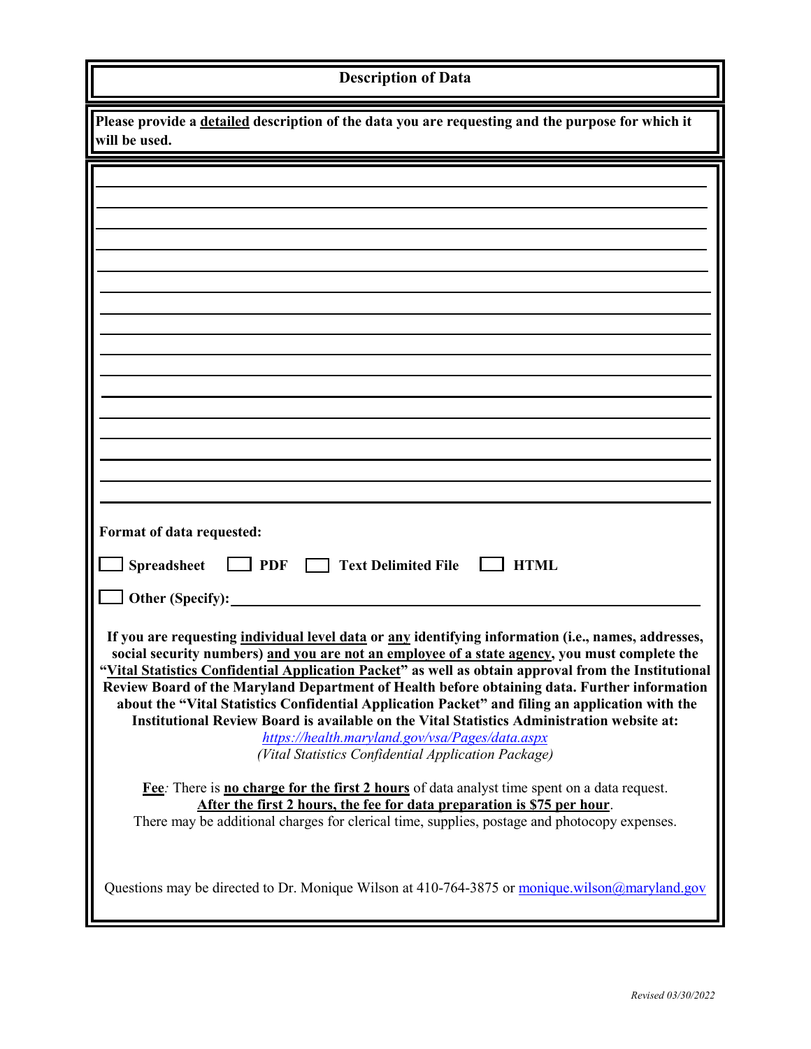## Description of Data

**Please provide a <u>detailed</u> description of the data you are requesting and the purpose for which it will be used.**

\_\_\_\_\_\_\_\_\_\_\_\_\_\_\_\_\_\_\_\_\_\_\_\_\_\_\_\_\_\_\_\_\_\_\_\_\_\_\_\_\_\_\_\_\_\_\_\_\_\_\_\_\_\_\_\_\_\_\_\_\_\_\_\_\_\_\_\_\_\_\_\_

\_\_\_\_\_\_\_\_\_\_\_\_\_\_\_\_\_\_\_\_\_\_\_\_\_\_\_\_\_\_\_\_\_\_\_\_\_\_\_\_\_\_\_\_\_\_\_\_\_\_\_\_\_\_\_\_\_\_\_\_\_\_\_\_\_\_\_\_\_\_\_\_

\_\_\_\_\_\_\_\_\_\_\_\_\_\_\_\_\_\_\_\_\_\_\_\_\_\_\_\_\_\_\_\_\_\_\_\_\_\_\_\_\_\_\_\_\_\_\_\_\_\_\_\_\_\_\_\_\_\_\_\_\_\_\_\_\_\_\_\_\_\_\_\_

\_\_\_\_\_\_\_\_\_\_\_\_\_\_\_\_\_\_\_\_\_\_\_\_\_\_\_\_\_\_\_\_\_\_\_\_\_\_\_\_\_\_\_\_\_\_\_\_\_\_\_\_\_\_\_\_\_\_\_\_\_\_\_\_\_\_\_\_\_\_\_\_

\_\_\_\_\_\_\_\_\_\_\_\_\_\_\_\_\_\_\_\_\_\_\_\_\_\_\_\_\_\_\_\_\_\_\_\_\_\_\_\_\_\_\_\_\_\_\_\_\_\_\_\_\_\_\_\_\_\_\_\_\_\_\_\_\_\_\_\_\_\_\_\_

\_\_\_\_\_\_\_\_\_\_\_\_\_\_\_\_\_\_\_\_\_\_\_\_\_\_\_\_\_\_\_\_\_\_\_\_\_\_\_\_\_\_\_\_\_\_\_\_\_\_\_\_\_\_\_\_\_\_\_\_\_\_\_\_\_\_\_\_\_\_\_\_

\_\_\_\_\_\_\_\_\_\_\_\_\_\_\_\_\_\_\_\_\_\_\_\_\_\_\_\_\_\_\_\_\_\_\_\_\_\_\_\_\_\_\_\_\_\_\_\_\_\_\_\_\_\_\_\_\_\_\_\_\_\_\_\_\_\_\_\_\_\_\_\_

\_\_\_\_\_\_\_\_\_\_\_\_\_\_\_\_\_\_\_\_\_\_\_\_\_\_\_\_\_\_\_\_\_\_\_\_\_\_\_\_\_\_\_\_\_\_\_\_\_\_\_\_\_\_\_\_\_\_\_\_\_\_\_\_\_\_\_\_\_\_\_\_

\_\_\_\_\_\_\_\_\_\_\_\_\_\_\_\_\_\_\_\_\_\_\_\_\_\_\_\_\_\_\_\_\_\_\_\_\_\_\_\_\_\_\_\_\_\_\_\_\_\_\_\_\_\_\_\_\_\_\_\_\_\_\_\_\_\_\_\_\_\_\_\_

\_\_\_\_\_\_\_\_\_\_\_\_\_\_\_\_\_\_\_\_\_\_\_\_\_\_\_\_\_\_\_\_\_\_\_\_\_\_\_\_\_\_\_\_\_\_\_\_\_\_\_\_\_\_\_\_\_\_\_\_\_\_\_\_\_\_\_\_\_\_\_\_

\_\_\_\_\_\_\_\_\_\_\_\_\_\_\_\_\_\_\_\_\_\_\_\_\_\_\_\_\_\_\_\_\_\_\_\_\_\_\_\_\_\_\_\_\_\_\_\_\_\_\_\_\_\_\_\_\_\_\_\_\_\_\_\_\_\_\_\_\_\_\_\_

\_\_\_\_\_\_\_\_\_\_\_\_\_\_\_\_\_\_\_\_\_\_\_\_\_\_\_\_\_\_\_\_\_\_\_\_\_\_\_\_\_\_\_\_\_\_\_\_\_\_\_\_\_\_\_\_\_\_\_\_\_\_\_\_\_\_\_\_\_\_\_\_

\_\_\_\_\_\_\_\_\_\_\_\_\_\_\_\_\_\_\_\_\_\_\_\_\_\_\_\_\_\_\_\_\_\_\_\_\_\_\_\_\_\_\_\_\_\_\_\_\_\_\_\_\_\_\_\_\_\_\_\_\_\_\_\_\_\_\_\_\_\_\_\_

\_\_\_\_\_\_\_\_\_\_\_\_\_\_\_\_\_\_\_\_\_\_\_\_\_\_\_\_\_\_\_\_\_\_\_\_\_\_\_\_\_\_\_\_\_\_\_\_\_\_\_\_\_\_\_\_\_\_\_\_\_\_\_\_\_\_\_\_\_\_\_\_

\_\_\_\_\_\_\_\_\_\_\_\_\_\_\_\_\_\_\_\_\_\_\_\_\_\_\_\_\_\_\_\_\_\_\_\_\_\_\_\_\_\_\_\_\_\_\_\_\_\_\_\_\_\_\_\_\_\_\_\_\_\_\_\_\_\_\_\_\_\_\_\_

\_\_\_\_\_\_\_\_\_\_\_\_\_\_\_\_\_\_\_\_\_\_\_\_\_\_\_\_\_\_\_\_\_\_\_\_\_\_\_\_\_\_\_\_\_\_\_\_\_\_\_\_\_\_\_\_\_\_\_\_\_\_\_\_\_\_\_\_\_\_\_\_

**Format of data requested:**

☐ **Spreadsheet** ☐ **PDF** ☐ **Text Delimited File** ☐ **HTML**

☐ **Other (Specify):** \_\_\_\_\_\_\_\_\_\_\_\_\_\_\_\_\_\_\_\_\_\_\_\_\_\_\_\_\_\_\_\_\_\_\_\_\_\_\_\_\_\_\_\_\_\_\_\_

**If you are requesting <u>individual level data</u> or <u>any</u> identifying information (i.e., names, addresses, social security numbers) <u>and you are not an employee of a state agency</u>, you must complete the "<u>Vital Statistics Confidential Application Packet</u>" as well as obtain approval from the Institutional Review Board of the Maryland Department of Health before obtaining data. Further information about the "Vital Statistics Confidential Application Packet" and filing an application with the Institutional Review Board is available on the Vital Statistics Administration website at:**

*https://health.maryland.gov/vsa/Pages/data.aspx*

*(Vital Statistics Confidential Application Package)*

**<u>Fee</u>**: There is **<u>no charge for the first 2 hours</u>** of data analyst time spent on a data request. **<u>After the first 2 hours, the fee for data preparation is $75 per hour</u>**. There may be additional charges for clerical time, supplies, postage and photocopy expenses.

Questions may be directed to Dr. Monique Wilson at 410-764-3875 or monique.wilson@maryland.gov

*Revised 03/30/2022*